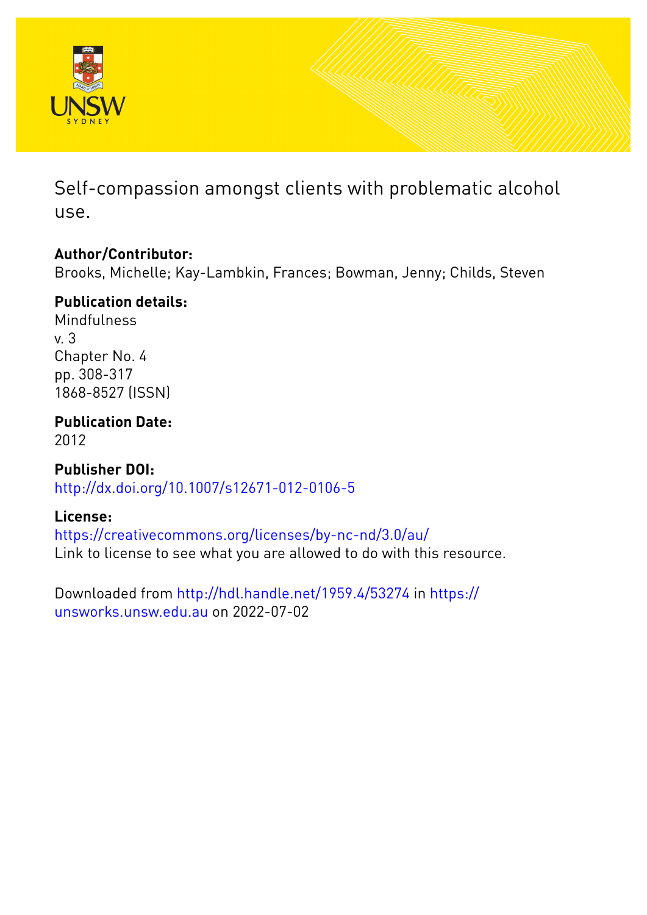# Self-compassion amongst clients with problematic alcohol use.

**Author/Contributor:**
Brooks, Michelle; Kay-Lambkin, Frances; Bowman, Jenny; Childs, Steven

**Publication details:**
Mindfulness
v. 3
Chapter No. 4
pp. 308-317
1868-8527 (ISSN)

**Publication Date:**
2012

**Publisher DOI:**
http://dx.doi.org/10.1007/s12671-012-0106-5

**License:**
https://creativecommons.org/licenses/by-nc-nd/3.0/au/
Link to license to see what you are allowed to do with this resource.

Downloaded from http://hdl.handle.net/1959.4/53274 in https://unsworks.unsw.edu.au on 2022-07-02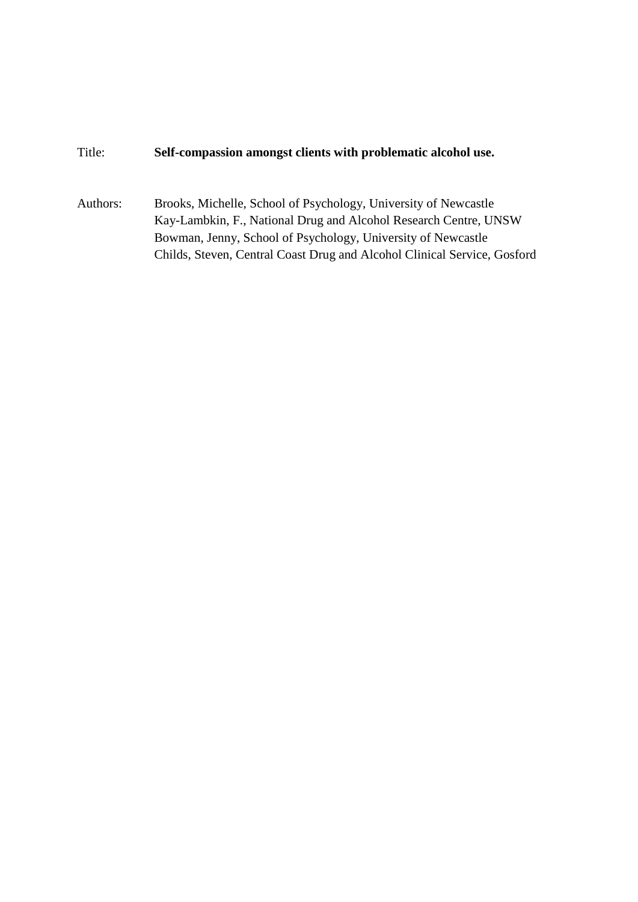Title: **Self-compassion amongst clients with problematic alcohol use.**

Authors: Brooks, Michelle, School of Psychology, University of Newcastle
Kay-Lambkin, F., National Drug and Alcohol Research Centre, UNSW
Bowman, Jenny, School of Psychology, University of Newcastle
Childs, Steven, Central Coast Drug and Alcohol Clinical Service, Gosford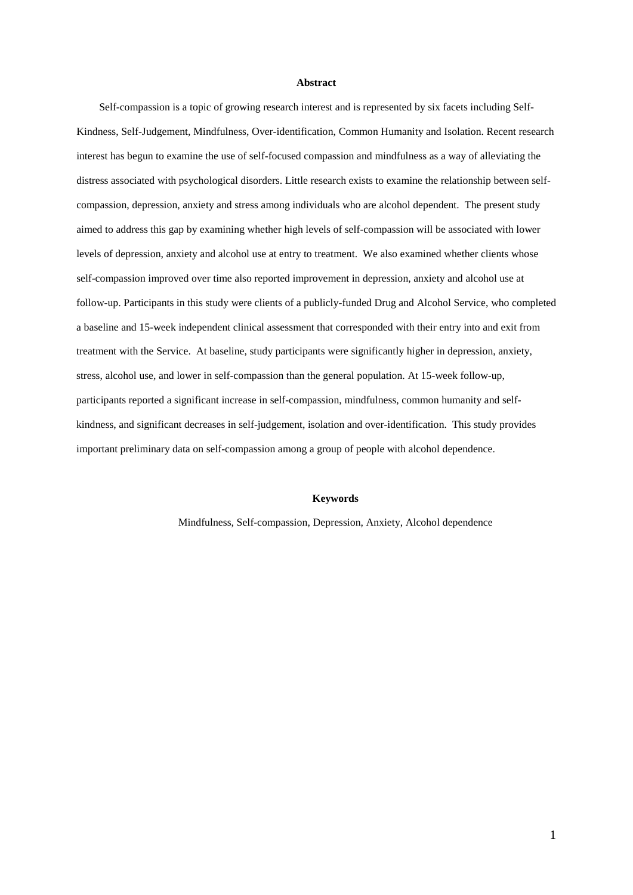## Abstract

Self-compassion is a topic of growing research interest and is represented by six facets including Self-Kindness, Self-Judgement, Mindfulness, Over-identification, Common Humanity and Isolation. Recent research interest has begun to examine the use of self-focused compassion and mindfulness as a way of alleviating the distress associated with psychological disorders. Little research exists to examine the relationship between self-compassion, depression, anxiety and stress among individuals who are alcohol dependent. The present study aimed to address this gap by examining whether high levels of self-compassion will be associated with lower levels of depression, anxiety and alcohol use at entry to treatment. We also examined whether clients whose self-compassion improved over time also reported improvement in depression, anxiety and alcohol use at follow-up. Participants in this study were clients of a publicly-funded Drug and Alcohol Service, who completed a baseline and 15-week independent clinical assessment that corresponded with their entry into and exit from treatment with the Service. At baseline, study participants were significantly higher in depression, anxiety, stress, alcohol use, and lower in self-compassion than the general population. At 15-week follow-up, participants reported a significant increase in self-compassion, mindfulness, common humanity and self-kindness, and significant decreases in self-judgement, isolation and over-identification. This study provides important preliminary data on self-compassion among a group of people with alcohol dependence.

## Keywords

Mindfulness, Self-compassion, Depression, Anxiety, Alcohol dependence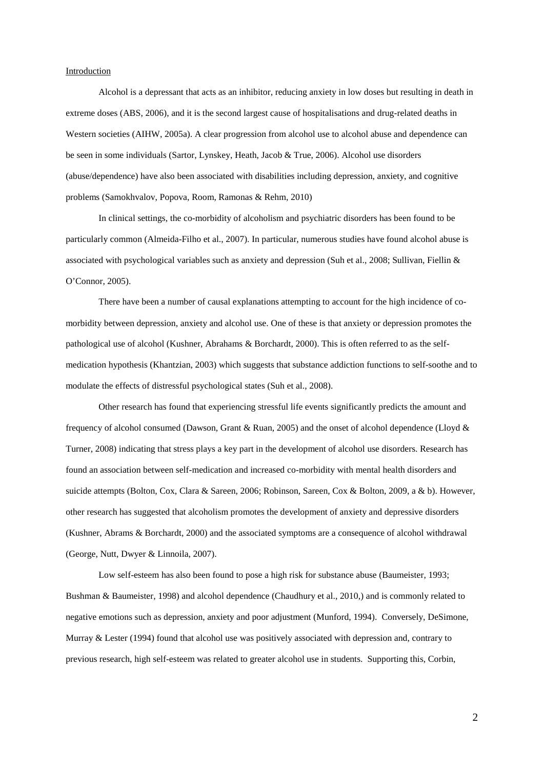Introduction

Alcohol is a depressant that acts as an inhibitor, reducing anxiety in low doses but resulting in death in extreme doses (ABS, 2006), and it is the second largest cause of hospitalisations and drug-related deaths in Western societies (AIHW, 2005a). A clear progression from alcohol use to alcohol abuse and dependence can be seen in some individuals (Sartor, Lynskey, Heath, Jacob & True, 2006). Alcohol use disorders (abuse/dependence) have also been associated with disabilities including depression, anxiety, and cognitive problems (Samokhvalov, Popova, Room, Ramonas & Rehm, 2010)

In clinical settings, the co-morbidity of alcoholism and psychiatric disorders has been found to be particularly common (Almeida-Filho et al., 2007). In particular, numerous studies have found alcohol abuse is associated with psychological variables such as anxiety and depression (Suh et al., 2008; Sullivan, Fiellin & O'Connor, 2005).

There have been a number of causal explanations attempting to account for the high incidence of co-morbidity between depression, anxiety and alcohol use. One of these is that anxiety or depression promotes the pathological use of alcohol (Kushner, Abrahams & Borchardt, 2000). This is often referred to as the self-medication hypothesis (Khantzian, 2003) which suggests that substance addiction functions to self-soothe and to modulate the effects of distressful psychological states (Suh et al., 2008).

Other research has found that experiencing stressful life events significantly predicts the amount and frequency of alcohol consumed (Dawson, Grant & Ruan, 2005) and the onset of alcohol dependence (Lloyd & Turner, 2008) indicating that stress plays a key part in the development of alcohol use disorders. Research has found an association between self-medication and increased co-morbidity with mental health disorders and suicide attempts (Bolton, Cox, Clara & Sareen, 2006; Robinson, Sareen, Cox & Bolton, 2009, a & b). However, other research has suggested that alcoholism promotes the development of anxiety and depressive disorders (Kushner, Abrams & Borchardt, 2000) and the associated symptoms are a consequence of alcohol withdrawal (George, Nutt, Dwyer & Linnoila, 2007).

Low self-esteem has also been found to pose a high risk for substance abuse (Baumeister, 1993; Bushman & Baumeister, 1998) and alcohol dependence (Chaudhury et al., 2010,) and is commonly related to negative emotions such as depression, anxiety and poor adjustment (Munford, 1994). Conversely, DeSimone, Murray & Lester (1994) found that alcohol use was positively associated with depression and, contrary to previous research, high self-esteem was related to greater alcohol use in students. Supporting this, Corbin,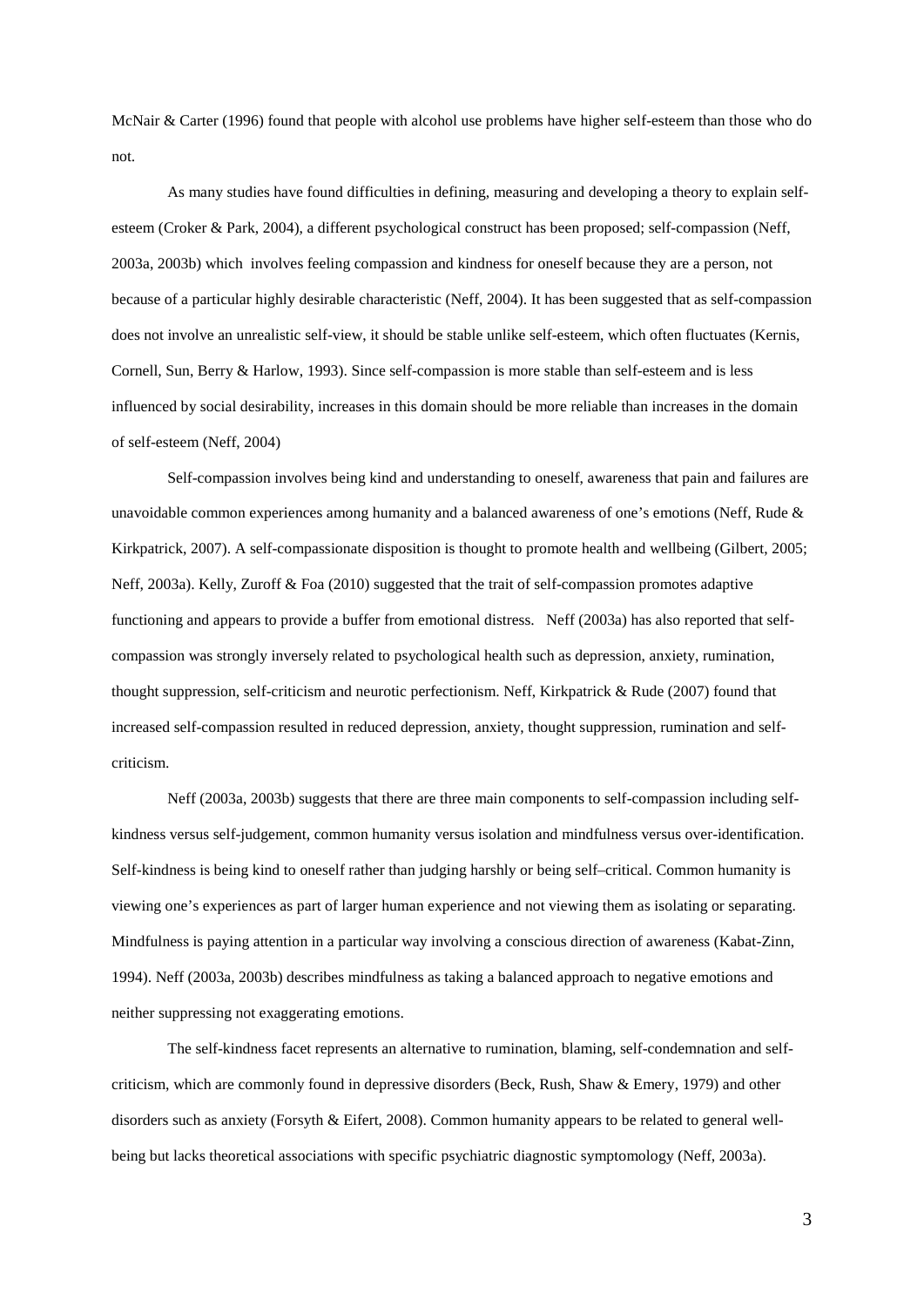McNair & Carter (1996) found that people with alcohol use problems have higher self-esteem than those who do not.

As many studies have found difficulties in defining, measuring and developing a theory to explain self-esteem (Croker & Park, 2004), a different psychological construct has been proposed; self-compassion (Neff, 2003a, 2003b) which involves feeling compassion and kindness for oneself because they are a person, not because of a particular highly desirable characteristic (Neff, 2004). It has been suggested that as self-compassion does not involve an unrealistic self-view, it should be stable unlike self-esteem, which often fluctuates (Kernis, Cornell, Sun, Berry & Harlow, 1993). Since self-compassion is more stable than self-esteem and is less influenced by social desirability, increases in this domain should be more reliable than increases in the domain of self-esteem (Neff, 2004)

Self-compassion involves being kind and understanding to oneself, awareness that pain and failures are unavoidable common experiences among humanity and a balanced awareness of one's emotions (Neff, Rude & Kirkpatrick, 2007). A self-compassionate disposition is thought to promote health and wellbeing (Gilbert, 2005; Neff, 2003a). Kelly, Zuroff & Foa (2010) suggested that the trait of self-compassion promotes adaptive functioning and appears to provide a buffer from emotional distress. Neff (2003a) has also reported that self-compassion was strongly inversely related to psychological health such as depression, anxiety, rumination, thought suppression, self-criticism and neurotic perfectionism. Neff, Kirkpatrick & Rude (2007) found that increased self-compassion resulted in reduced depression, anxiety, thought suppression, rumination and self-criticism.

Neff (2003a, 2003b) suggests that there are three main components to self-compassion including self-kindness versus self-judgement, common humanity versus isolation and mindfulness versus over-identification. Self-kindness is being kind to oneself rather than judging harshly or being self–critical. Common humanity is viewing one's experiences as part of larger human experience and not viewing them as isolating or separating. Mindfulness is paying attention in a particular way involving a conscious direction of awareness (Kabat-Zinn, 1994). Neff (2003a, 2003b) describes mindfulness as taking a balanced approach to negative emotions and neither suppressing not exaggerating emotions.

The self-kindness facet represents an alternative to rumination, blaming, self-condemnation and self-criticism, which are commonly found in depressive disorders (Beck, Rush, Shaw & Emery, 1979) and other disorders such as anxiety (Forsyth & Eifert, 2008). Common humanity appears to be related to general well-being but lacks theoretical associations with specific psychiatric diagnostic symptomology (Neff, 2003a).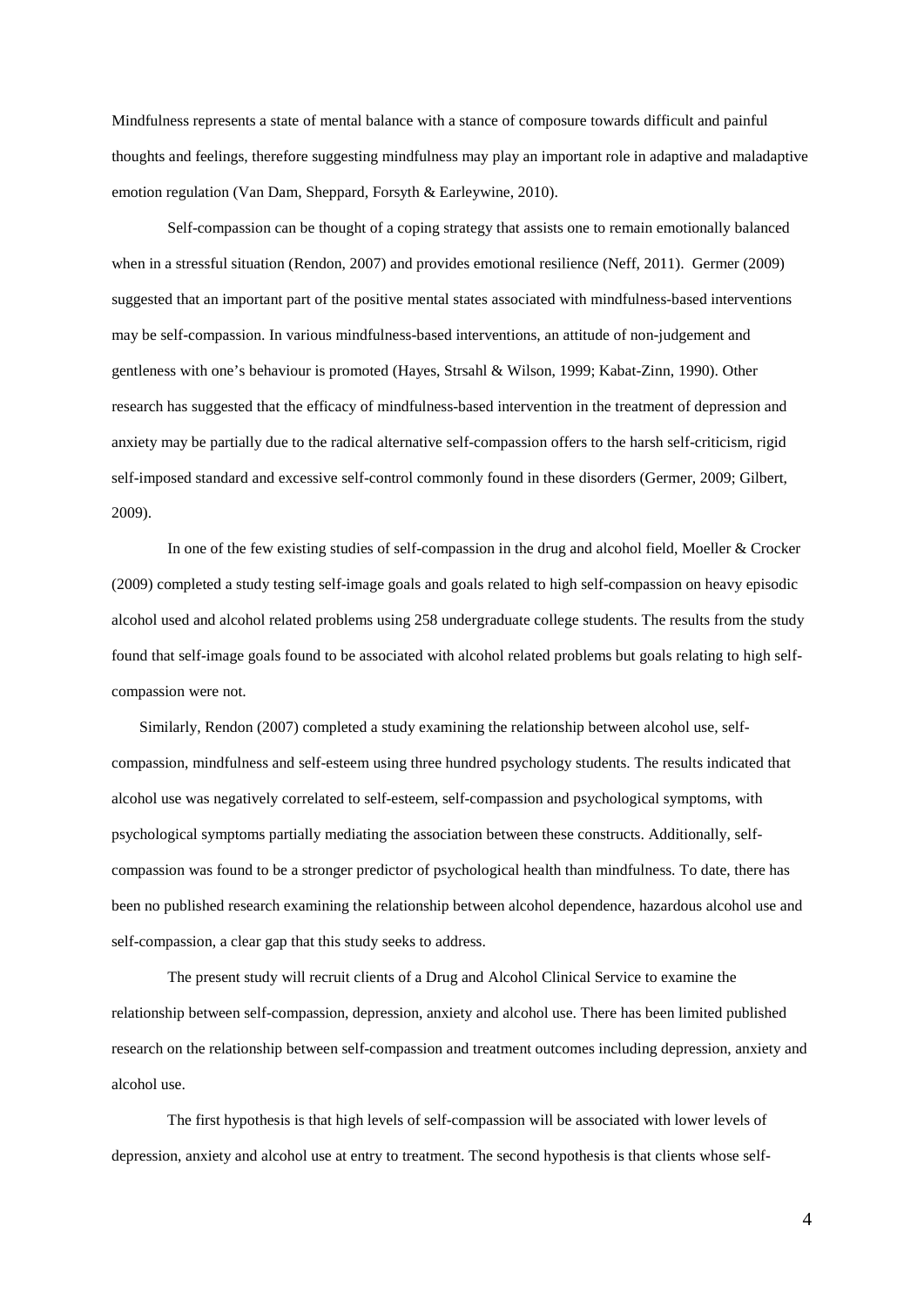Mindfulness represents a state of mental balance with a stance of composure towards difficult and painful thoughts and feelings, therefore suggesting mindfulness may play an important role in adaptive and maladaptive emotion regulation (Van Dam, Sheppard, Forsyth & Earleywine, 2010).

Self-compassion can be thought of a coping strategy that assists one to remain emotionally balanced when in a stressful situation (Rendon, 2007) and provides emotional resilience (Neff, 2011). Germer (2009) suggested that an important part of the positive mental states associated with mindfulness-based interventions may be self-compassion. In various mindfulness-based interventions, an attitude of non-judgement and gentleness with one's behaviour is promoted (Hayes, Strsahl & Wilson, 1999; Kabat-Zinn, 1990). Other research has suggested that the efficacy of mindfulness-based intervention in the treatment of depression and anxiety may be partially due to the radical alternative self-compassion offers to the harsh self-criticism, rigid self-imposed standard and excessive self-control commonly found in these disorders (Germer, 2009; Gilbert, 2009).

In one of the few existing studies of self-compassion in the drug and alcohol field, Moeller & Crocker (2009) completed a study testing self-image goals and goals related to high self-compassion on heavy episodic alcohol used and alcohol related problems using 258 undergraduate college students. The results from the study found that self-image goals found to be associated with alcohol related problems but goals relating to high self-compassion were not.

Similarly, Rendon (2007) completed a study examining the relationship between alcohol use, self-compassion, mindfulness and self-esteem using three hundred psychology students. The results indicated that alcohol use was negatively correlated to self-esteem, self-compassion and psychological symptoms, with psychological symptoms partially mediating the association between these constructs. Additionally, self-compassion was found to be a stronger predictor of psychological health than mindfulness. To date, there has been no published research examining the relationship between alcohol dependence, hazardous alcohol use and self-compassion, a clear gap that this study seeks to address.

The present study will recruit clients of a Drug and Alcohol Clinical Service to examine the relationship between self-compassion, depression, anxiety and alcohol use. There has been limited published research on the relationship between self-compassion and treatment outcomes including depression, anxiety and alcohol use.

The first hypothesis is that high levels of self-compassion will be associated with lower levels of depression, anxiety and alcohol use at entry to treatment. The second hypothesis is that clients whose self-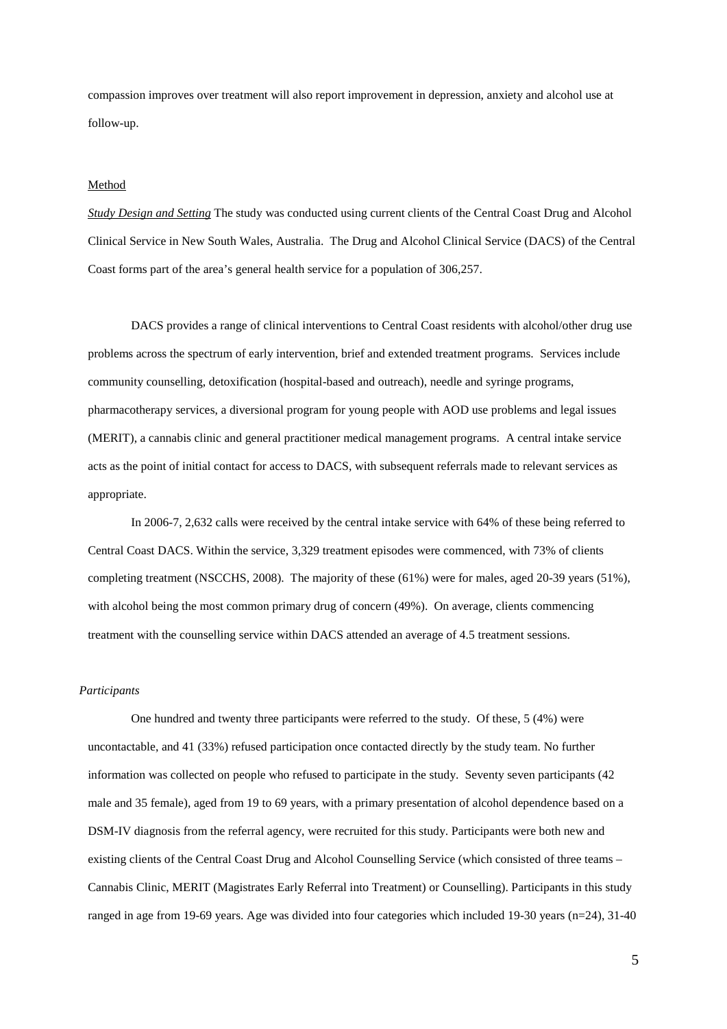compassion improves over treatment will also report improvement in depression, anxiety and alcohol use at follow-up.

## Method

***Study Design and Setting*** The study was conducted using current clients of the Central Coast Drug and Alcohol Clinical Service in New South Wales, Australia. The Drug and Alcohol Clinical Service (DACS) of the Central Coast forms part of the area's general health service for a population of 306,257.

DACS provides a range of clinical interventions to Central Coast residents with alcohol/other drug use problems across the spectrum of early intervention, brief and extended treatment programs. Services include community counselling, detoxification (hospital-based and outreach), needle and syringe programs, pharmacotherapy services, a diversional program for young people with AOD use problems and legal issues (MERIT), a cannabis clinic and general practitioner medical management programs. A central intake service acts as the point of initial contact for access to DACS, with subsequent referrals made to relevant services as appropriate.

In 2006-7, 2,632 calls were received by the central intake service with 64% of these being referred to Central Coast DACS. Within the service, 3,329 treatment episodes were commenced, with 73% of clients completing treatment (NSCCHS, 2008). The majority of these (61%) were for males, aged 20-39 years (51%), with alcohol being the most common primary drug of concern (49%). On average, clients commencing treatment with the counselling service within DACS attended an average of 4.5 treatment sessions.

### *Participants*

One hundred and twenty three participants were referred to the study. Of these, 5 (4%) were uncontactable, and 41 (33%) refused participation once contacted directly by the study team. No further information was collected on people who refused to participate in the study. Seventy seven participants (42 male and 35 female), aged from 19 to 69 years, with a primary presentation of alcohol dependence based on a DSM-IV diagnosis from the referral agency, were recruited for this study. Participants were both new and existing clients of the Central Coast Drug and Alcohol Counselling Service (which consisted of three teams – Cannabis Clinic, MERIT (Magistrates Early Referral into Treatment) or Counselling). Participants in this study ranged in age from 19-69 years. Age was divided into four categories which included 19-30 years (n=24), 31-40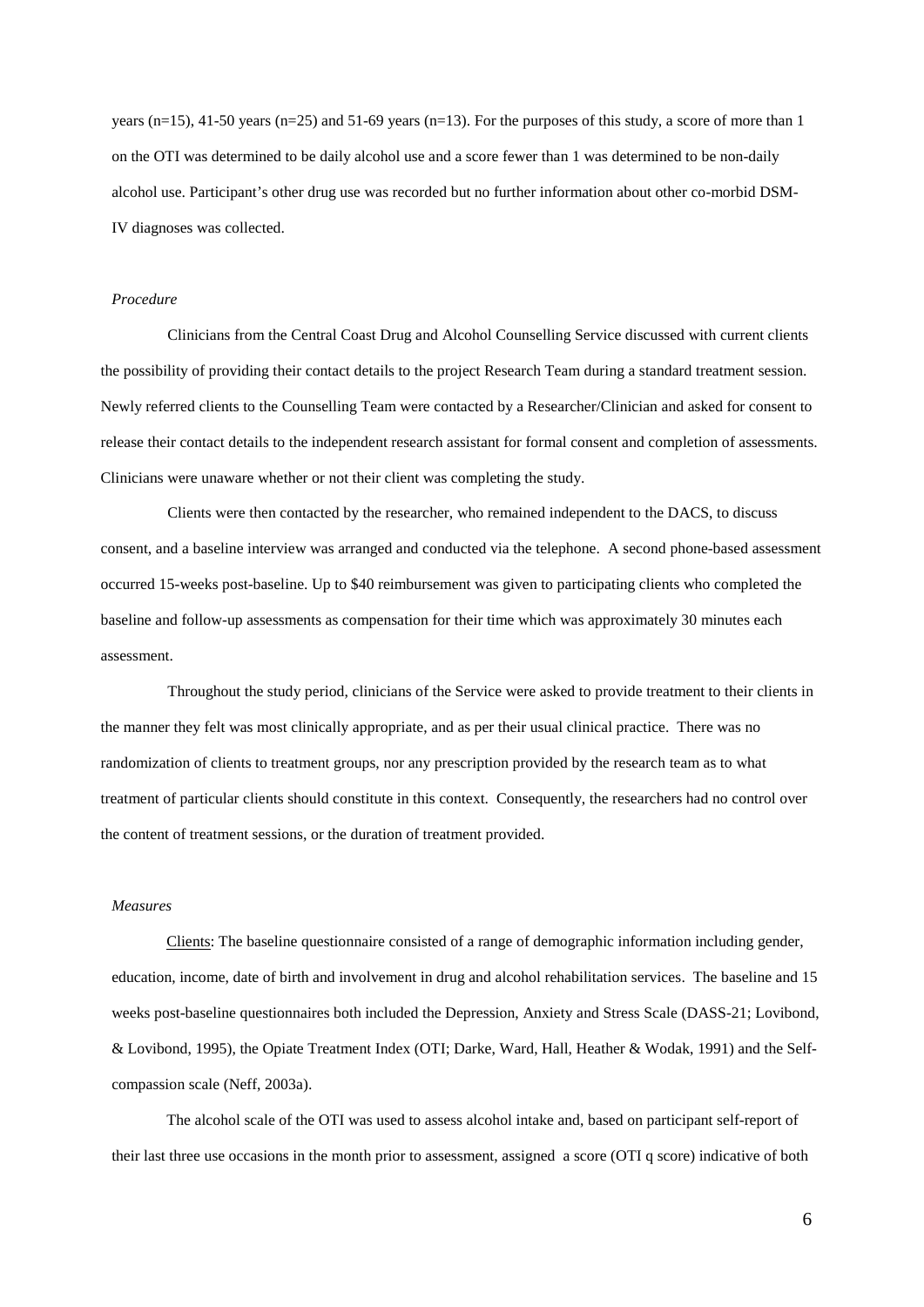years (n=15), 41-50 years (n=25) and 51-69 years (n=13). For the purposes of this study, a score of more than 1 on the OTI was determined to be daily alcohol use and a score fewer than 1 was determined to be non-daily alcohol use. Participant's other drug use was recorded but no further information about other co-morbid DSM-IV diagnoses was collected.

*Procedure*

Clinicians from the Central Coast Drug and Alcohol Counselling Service discussed with current clients the possibility of providing their contact details to the project Research Team during a standard treatment session. Newly referred clients to the Counselling Team were contacted by a Researcher/Clinician and asked for consent to release their contact details to the independent research assistant for formal consent and completion of assessments. Clinicians were unaware whether or not their client was completing the study.

Clients were then contacted by the researcher, who remained independent to the DACS, to discuss consent, and a baseline interview was arranged and conducted via the telephone. A second phone-based assessment occurred 15-weeks post-baseline. Up to $40 reimbursement was given to participating clients who completed the baseline and follow-up assessments as compensation for their time which was approximately 30 minutes each assessment.

Throughout the study period, clinicians of the Service were asked to provide treatment to their clients in the manner they felt was most clinically appropriate, and as per their usual clinical practice. There was no randomization of clients to treatment groups, nor any prescription provided by the research team as to what treatment of particular clients should constitute in this context. Consequently, the researchers had no control over the content of treatment sessions, or the duration of treatment provided.

*Measures*

Clients: The baseline questionnaire consisted of a range of demographic information including gender, education, income, date of birth and involvement in drug and alcohol rehabilitation services. The baseline and 15 weeks post-baseline questionnaires both included the Depression, Anxiety and Stress Scale (DASS-21; Lovibond, & Lovibond, 1995), the Opiate Treatment Index (OTI; Darke, Ward, Hall, Heather & Wodak, 1991) and the Self-compassion scale (Neff, 2003a).

The alcohol scale of the OTI was used to assess alcohol intake and, based on participant self-report of their last three use occasions in the month prior to assessment, assigned a score (OTI q score) indicative of both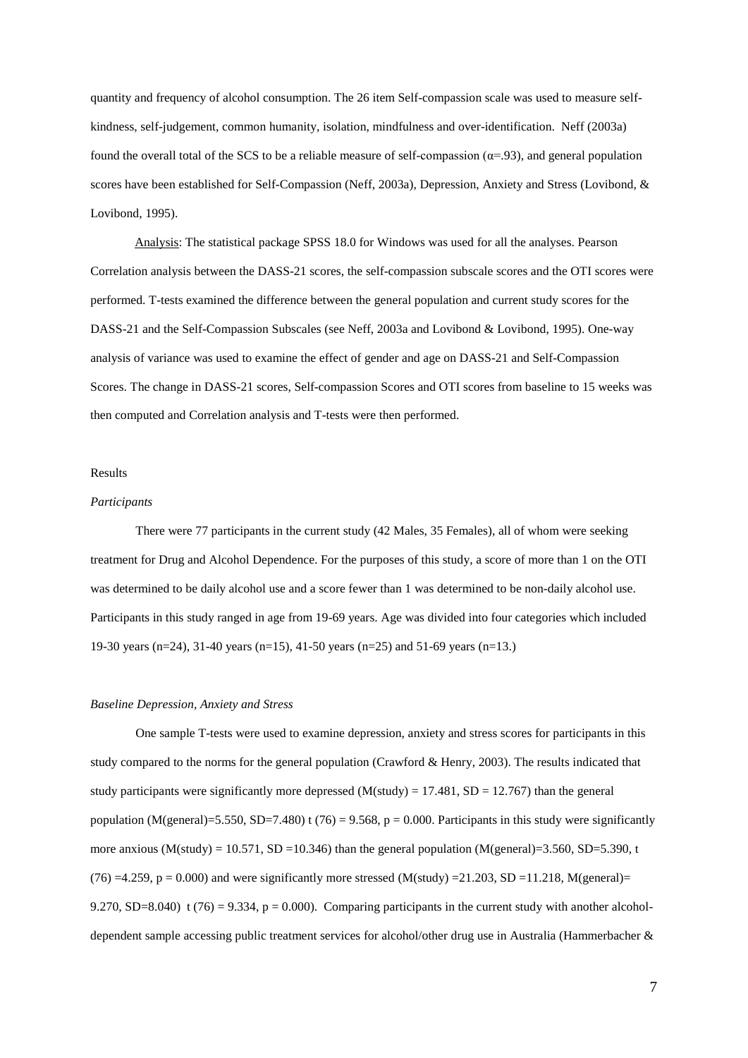quantity and frequency of alcohol consumption. The 26 item Self-compassion scale was used to measure self-kindness, self-judgement, common humanity, isolation, mindfulness and over-identification. Neff (2003a) found the overall total of the SCS to be a reliable measure of self-compassion ($\alpha$=.93), and general population scores have been established for Self-Compassion (Neff, 2003a), Depression, Anxiety and Stress (Lovibond, & Lovibond, 1995).

Analysis: The statistical package SPSS 18.0 for Windows was used for all the analyses. Pearson Correlation analysis between the DASS-21 scores, the self-compassion subscale scores and the OTI scores were performed. T-tests examined the difference between the general population and current study scores for the DASS-21 and the Self-Compassion Subscales (see Neff, 2003a and Lovibond & Lovibond, 1995). One-way analysis of variance was used to examine the effect of gender and age on DASS-21 and Self-Compassion Scores. The change in DASS-21 scores, Self-compassion Scores and OTI scores from baseline to 15 weeks was then computed and Correlation analysis and T-tests were then performed.

## Results

### *Participants*

There were 77 participants in the current study (42 Males, 35 Females), all of whom were seeking treatment for Drug and Alcohol Dependence. For the purposes of this study, a score of more than 1 on the OTI was determined to be daily alcohol use and a score fewer than 1 was determined to be non-daily alcohol use. Participants in this study ranged in age from 19-69 years. Age was divided into four categories which included 19-30 years (n=24), 31-40 years (n=15), 41-50 years (n=25) and 51-69 years (n=13.)

### *Baseline Depression, Anxiety and Stress*

One sample T-tests were used to examine depression, anxiety and stress scores for participants in this study compared to the norms for the general population (Crawford & Henry, 2003). The results indicated that study participants were significantly more depressed (M(study) = 17.481, SD = 12.767) than the general population (M(general)=5.550, SD=7.480) $t\ (76) = 9.568$, $p = 0.000$. Participants in this study were significantly more anxious (M(study) = 10.571, SD =10.346) than the general population (M(general)=3.560, SD=5.390, $t\ (76) = 4.259$, $p = 0.000$) and were significantly more stressed (M(study) =21.203, SD =11.218, M(general)= 9.270, SD=8.040) $t\ (76) = 9.334$, $p = 0.000$). Comparing participants in the current study with another alcohol-dependent sample accessing public treatment services for alcohol/other drug use in Australia (Hammerbacher &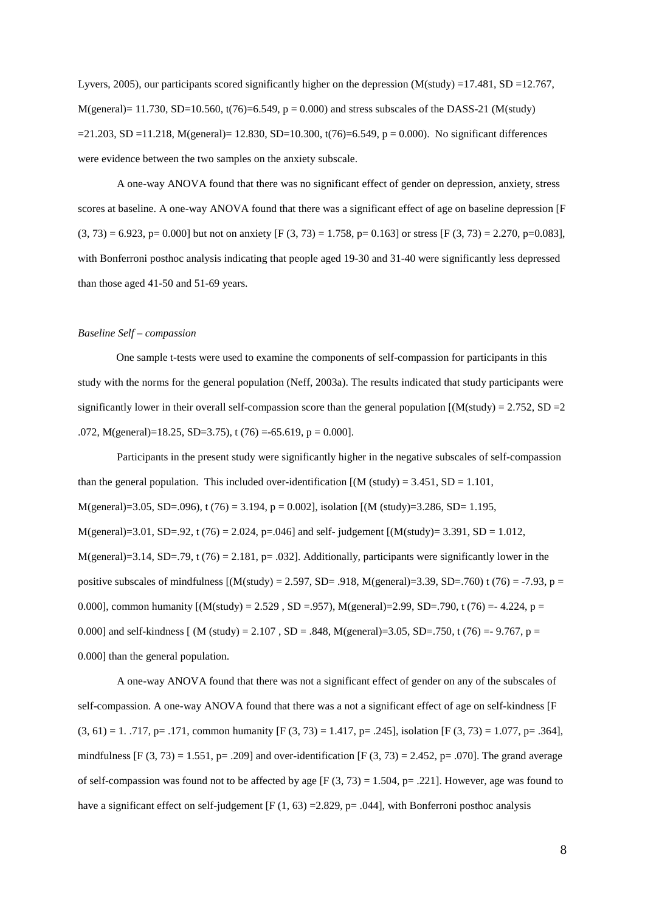Lyvers, 2005), our participants scored significantly higher on the depression (M(study) =17.481, SD =12.767, M(general)= 11.730, SD=10.560, t(76)=6.549, p = 0.000) and stress subscales of the DASS-21 (M(study) =21.203, SD =11.218, M(general)= 12.830, SD=10.300, t(76)=6.549, p = 0.000). No significant differences were evidence between the two samples on the anxiety subscale.

A one-way ANOVA found that there was no significant effect of gender on depression, anxiety, stress scores at baseline. A one-way ANOVA found that there was a significant effect of age on baseline depression [F (3, 73) = 6.923, p= 0.000] but not on anxiety [F (3, 73) = 1.758, p= 0.163] or stress [F (3, 73) = 2.270, p=0.083], with Bonferroni posthoc analysis indicating that people aged 19-30 and 31-40 were significantly less depressed than those aged 41-50 and 51-69 years.

*Baseline Self – compassion*

One sample t-tests were used to examine the components of self-compassion for participants in this study with the norms for the general population (Neff, 2003a). The results indicated that study participants were significantly lower in their overall self-compassion score than the general population [(M(study) = 2.752, SD =2 .072, M(general)=18.25, SD=3.75), t (76) =-65.619, p = 0.000].

Participants in the present study were significantly higher in the negative subscales of self-compassion than the general population. This included over-identification [(M (study) = 3.451, SD = 1.101, M(general)=3.05, SD=.096), t (76) = 3.194, p = 0.002], isolation [(M (study)=3.286, SD= 1.195, M(general)=3.01, SD=.92, t (76) = 2.024, p=.046] and self- judgement [(M(study)= 3.391, SD = 1.012, M(general)=3.14, SD=.79, t (76) = 2.181, p= .032]. Additionally, participants were significantly lower in the positive subscales of mindfulness [(M(study) = 2.597, SD= .918, M(general)=3.39, SD=.760) t (76) = -7.93, p = 0.000], common humanity [(M(study) = 2.529 , SD =.957), M(general)=2.99, SD=.790, t (76) =- 4.224, p = 0.000] and self-kindness [ (M (study) = 2.107 , SD = .848, M(general)=3.05, SD=.750, t (76) =- 9.767, p = 0.000] than the general population.

A one-way ANOVA found that there was not a significant effect of gender on any of the subscales of self-compassion. A one-way ANOVA found that there was a not a significant effect of age on self-kindness [F (3, 61) = 1. .717, p= .171, common humanity [F (3, 73) = 1.417, p= .245], isolation [F (3, 73) = 1.077, p= .364], mindfulness [F (3, 73) = 1.551, p= .209] and over-identification [F (3, 73) = 2.452, p= .070]. The grand average of self-compassion was found not to be affected by age [F (3, 73) = 1.504, p= .221]. However, age was found to have a significant effect on self-judgement [F (1, 63) =2.829, p= .044], with Bonferroni posthoc analysis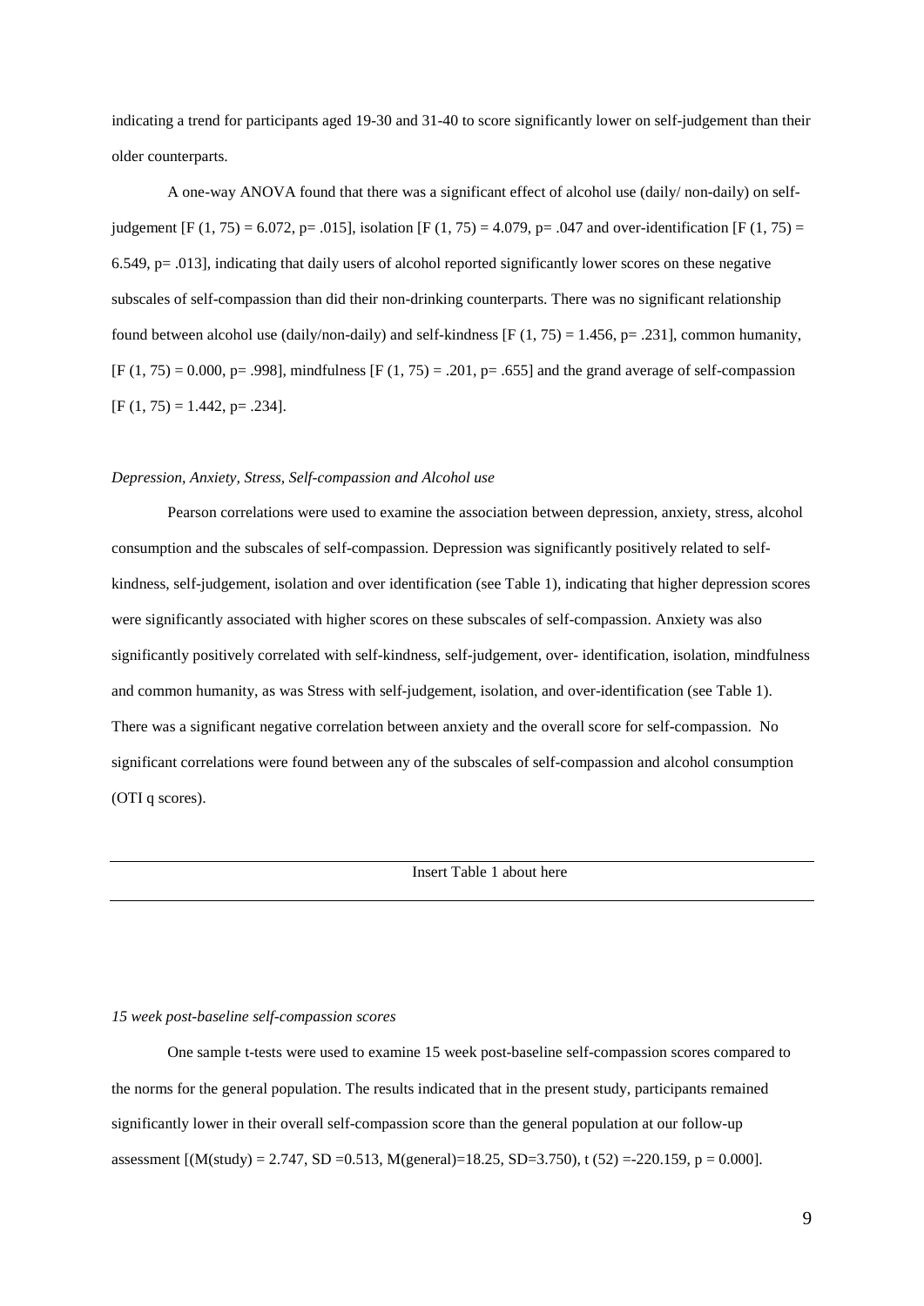indicating a trend for participants aged 19-30 and 31-40 to score significantly lower on self-judgement than their older counterparts.

A one-way ANOVA found that there was a significant effect of alcohol use (daily/ non-daily) on self-judgement [$F (1, 75) = 6.072$, $p= .015$], isolation [$F (1, 75) = 4.079$, $p= .047$ and over-identification [$F (1, 75) = 6.549$, $p= .013$], indicating that daily users of alcohol reported significantly lower scores on these negative subscales of self-compassion than did their non-drinking counterparts. There was no significant relationship found between alcohol use (daily/non-daily) and self-kindness [$F (1, 75) = 1.456$, $p= .231$], common humanity, [$F (1, 75) = 0.000$, $p= .998$], mindfulness [$F (1, 75) = .201$, $p= .655$] and the grand average of self-compassion [$F (1, 75) = 1.442$, $p= .234$].

*Depression, Anxiety, Stress, Self-compassion and Alcohol use*

Pearson correlations were used to examine the association between depression, anxiety, stress, alcohol consumption and the subscales of self-compassion. Depression was significantly positively related to self-kindness, self-judgement, isolation and over identification (see Table 1), indicating that higher depression scores were significantly associated with higher scores on these subscales of self-compassion. Anxiety was also significantly positively correlated with self-kindness, self-judgement, over- identification, isolation, mindfulness and common humanity, as was Stress with self-judgement, isolation, and over-identification (see Table 1). There was a significant negative correlation between anxiety and the overall score for self-compassion. No significant correlations were found between any of the subscales of self-compassion and alcohol consumption (OTI q scores).

Insert Table 1 about here

*15 week post-baseline self-compassion scores*

One sample t-tests were used to examine 15 week post-baseline self-compassion scores compared to the norms for the general population. The results indicated that in the present study, participants remained significantly lower in their overall self-compassion score than the general population at our follow-up assessment [($M(study) = 2.747$, $SD =0.513$, $M(general)=18.25$, $SD=3.750$), $t (52) =-220.159$, $p = 0.000$].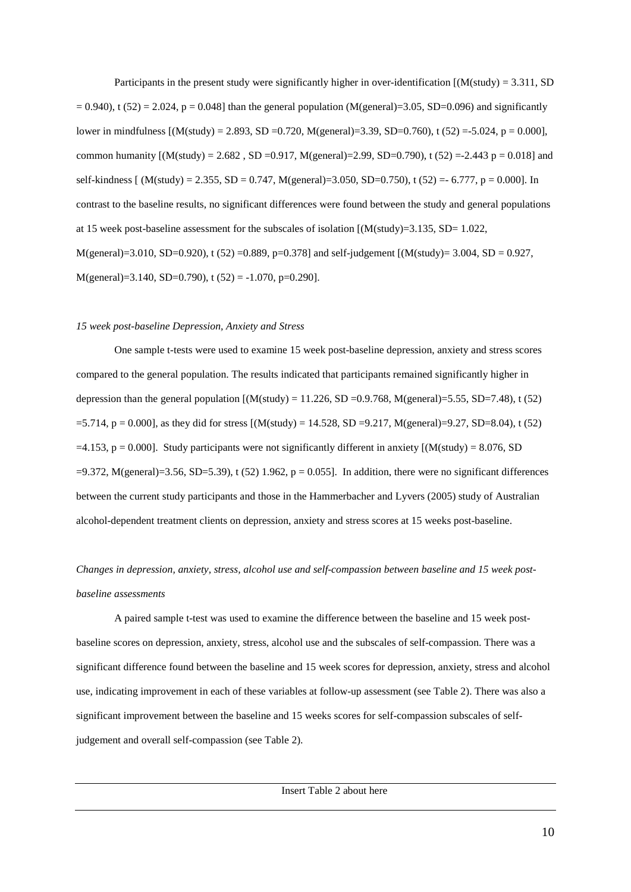Participants in the present study were significantly higher in over-identification [(M(study) = 3.311, SD = 0.940), t (52) = 2.024, p = 0.048] than the general population (M(general)=3.05, SD=0.096) and significantly lower in mindfulness [(M(study) = 2.893, SD =0.720, M(general)=3.39, SD=0.760), t (52) =-5.024, p = 0.000], common humanity [(M(study) = 2.682 , SD =0.917, M(general)=2.99, SD=0.790), t (52) =-2.443 p = 0.018] and self-kindness [ (M(study) = 2.355, SD = 0.747, M(general)=3.050, SD=0.750), t (52) =- 6.777, p = 0.000]. In contrast to the baseline results, no significant differences were found between the study and general populations at 15 week post-baseline assessment for the subscales of isolation [(M(study)=3.135, SD= 1.022, M(general)=3.010, SD=0.920), t (52) =0.889, p=0.378] and self-judgement [(M(study)= 3.004, SD = 0.927, M(general)=3.140, SD=0.790), t (52) = -1.070, p=0.290].

*15 week post-baseline Depression, Anxiety and Stress*

One sample t-tests were used to examine 15 week post-baseline depression, anxiety and stress scores compared to the general population. The results indicated that participants remained significantly higher in depression than the general population [(M(study) = 11.226, SD =0.9.768, M(general)=5.55, SD=7.48), t (52) =5.714, p = 0.000], as they did for stress [(M(study) = 14.528, SD =9.217, M(general)=9.27, SD=8.04), t (52) =4.153, p = 0.000]. Study participants were not significantly different in anxiety [(M(study) = 8.076, SD =9.372, M(general)=3.56, SD=5.39), t (52) 1.962, p = 0.055]. In addition, there were no significant differences between the current study participants and those in the Hammerbacher and Lyvers (2005) study of Australian alcohol-dependent treatment clients on depression, anxiety and stress scores at 15 weeks post-baseline.

*Changes in depression, anxiety, stress, alcohol use and self-compassion between baseline and 15 week post-baseline assessments*

A paired sample t-test was used to examine the difference between the baseline and 15 week post-baseline scores on depression, anxiety, stress, alcohol use and the subscales of self-compassion. There was a significant difference found between the baseline and 15 week scores for depression, anxiety, stress and alcohol use, indicating improvement in each of these variables at follow-up assessment (see Table 2). There was also a significant improvement between the baseline and 15 weeks scores for self-compassion subscales of self-judgement and overall self-compassion (see Table 2).

---

Insert Table 2 about here

---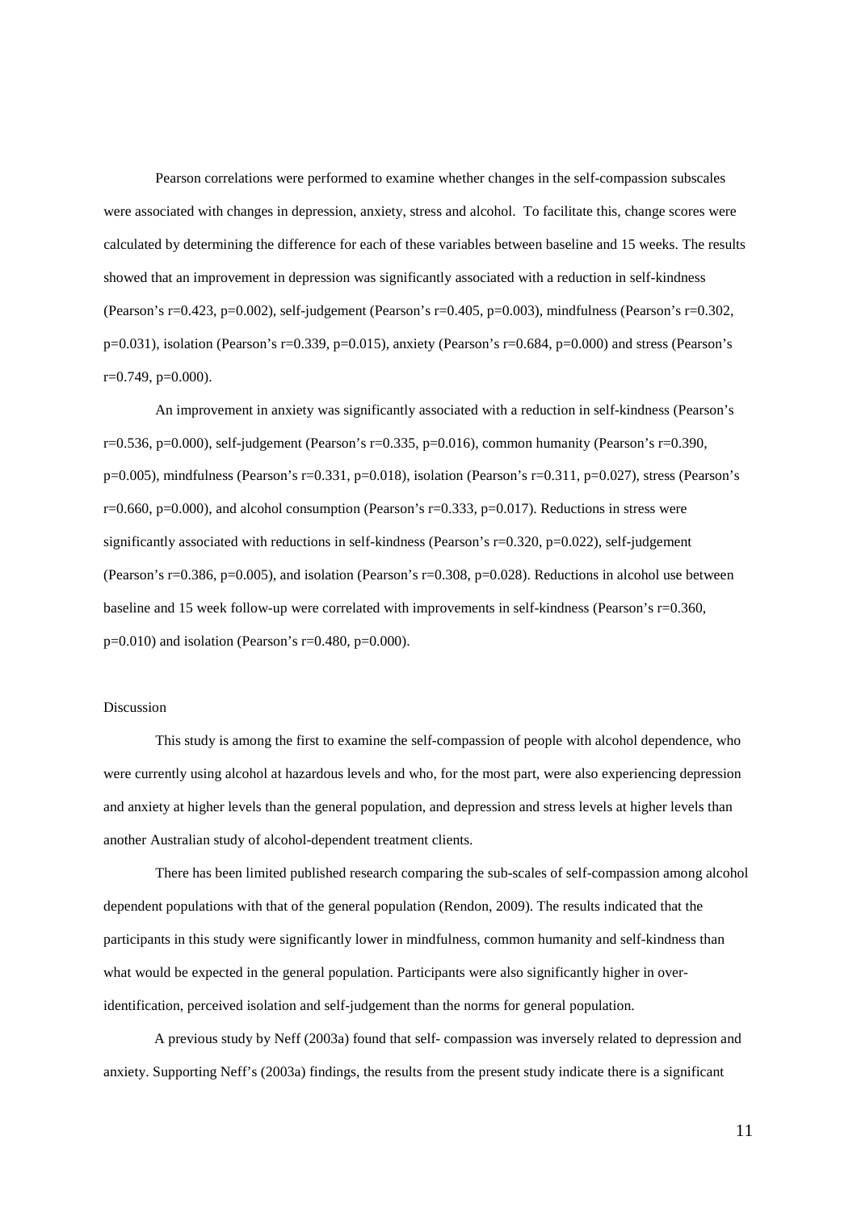Pearson correlations were performed to examine whether changes in the self-compassion subscales were associated with changes in depression, anxiety, stress and alcohol. To facilitate this, change scores were calculated by determining the difference for each of these variables between baseline and 15 weeks. The results showed that an improvement in depression was significantly associated with a reduction in self-kindness (Pearson's r=0.423, p=0.002), self-judgement (Pearson's r=0.405, p=0.003), mindfulness (Pearson's r=0.302, p=0.031), isolation (Pearson's r=0.339, p=0.015), anxiety (Pearson's r=0.684, p=0.000) and stress (Pearson's r=0.749, p=0.000).

An improvement in anxiety was significantly associated with a reduction in self-kindness (Pearson's r=0.536, p=0.000), self-judgement (Pearson's r=0.335, p=0.016), common humanity (Pearson's r=0.390, p=0.005), mindfulness (Pearson's r=0.331, p=0.018), isolation (Pearson's r=0.311, p=0.027), stress (Pearson's r=0.660, p=0.000), and alcohol consumption (Pearson's r=0.333, p=0.017). Reductions in stress were significantly associated with reductions in self-kindness (Pearson's r=0.320, p=0.022), self-judgement (Pearson's r=0.386, p=0.005), and isolation (Pearson's r=0.308, p=0.028). Reductions in alcohol use between baseline and 15 week follow-up were correlated with improvements in self-kindness (Pearson's r=0.360, p=0.010) and isolation (Pearson's r=0.480, p=0.000).

## Discussion

This study is among the first to examine the self-compassion of people with alcohol dependence, who were currently using alcohol at hazardous levels and who, for the most part, were also experiencing depression and anxiety at higher levels than the general population, and depression and stress levels at higher levels than another Australian study of alcohol-dependent treatment clients.

There has been limited published research comparing the sub-scales of self-compassion among alcohol dependent populations with that of the general population (Rendon, 2009). The results indicated that the participants in this study were significantly lower in mindfulness, common humanity and self-kindness than what would be expected in the general population. Participants were also significantly higher in over-identification, perceived isolation and self-judgement than the norms for general population.

A previous study by Neff (2003a) found that self- compassion was inversely related to depression and anxiety. Supporting Neff's (2003a) findings, the results from the present study indicate there is a significant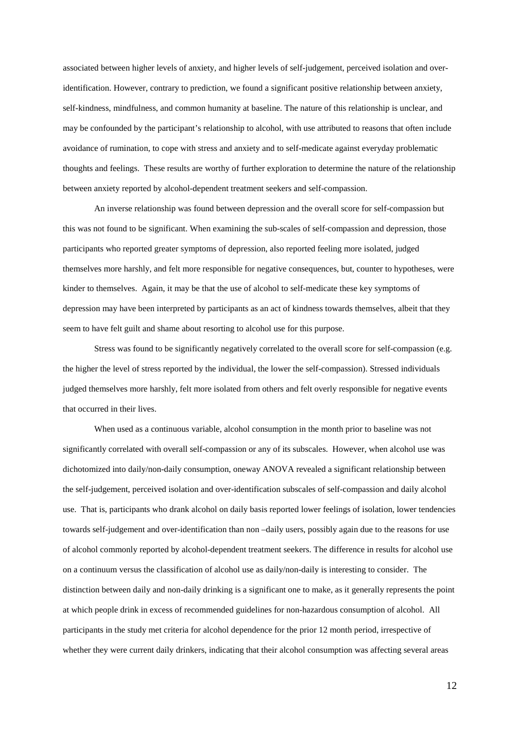associated between higher levels of anxiety, and higher levels of self-judgement, perceived isolation and over-identification. However, contrary to prediction, we found a significant positive relationship between anxiety, self-kindness, mindfulness, and common humanity at baseline. The nature of this relationship is unclear, and may be confounded by the participant's relationship to alcohol, with use attributed to reasons that often include avoidance of rumination, to cope with stress and anxiety and to self-medicate against everyday problematic thoughts and feelings. These results are worthy of further exploration to determine the nature of the relationship between anxiety reported by alcohol-dependent treatment seekers and self-compassion.

An inverse relationship was found between depression and the overall score for self-compassion but this was not found to be significant. When examining the sub-scales of self-compassion and depression, those participants who reported greater symptoms of depression, also reported feeling more isolated, judged themselves more harshly, and felt more responsible for negative consequences, but, counter to hypotheses, were kinder to themselves. Again, it may be that the use of alcohol to self-medicate these key symptoms of depression may have been interpreted by participants as an act of kindness towards themselves, albeit that they seem to have felt guilt and shame about resorting to alcohol use for this purpose.

Stress was found to be significantly negatively correlated to the overall score for self-compassion (e.g. the higher the level of stress reported by the individual, the lower the self-compassion). Stressed individuals judged themselves more harshly, felt more isolated from others and felt overly responsible for negative events that occurred in their lives.

When used as a continuous variable, alcohol consumption in the month prior to baseline was not significantly correlated with overall self-compassion or any of its subscales. However, when alcohol use was dichotomized into daily/non-daily consumption, oneway ANOVA revealed a significant relationship between the self-judgement, perceived isolation and over-identification subscales of self-compassion and daily alcohol use. That is, participants who drank alcohol on daily basis reported lower feelings of isolation, lower tendencies towards self-judgement and over-identification than non –daily users, possibly again due to the reasons for use of alcohol commonly reported by alcohol-dependent treatment seekers. The difference in results for alcohol use on a continuum versus the classification of alcohol use as daily/non-daily is interesting to consider. The distinction between daily and non-daily drinking is a significant one to make, as it generally represents the point at which people drink in excess of recommended guidelines for non-hazardous consumption of alcohol. All participants in the study met criteria for alcohol dependence for the prior 12 month period, irrespective of whether they were current daily drinkers, indicating that their alcohol consumption was affecting several areas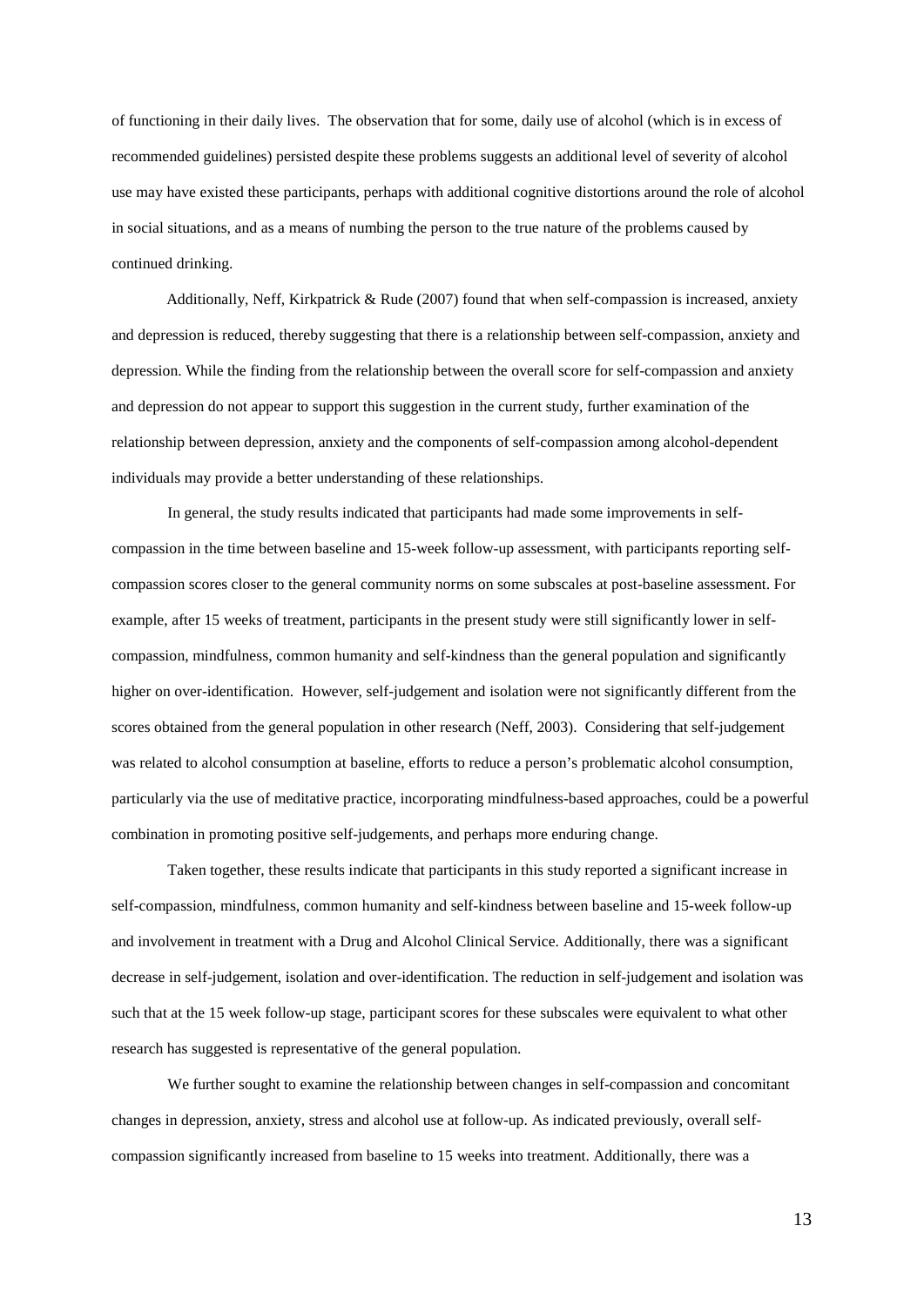of functioning in their daily lives. The observation that for some, daily use of alcohol (which is in excess of recommended guidelines) persisted despite these problems suggests an additional level of severity of alcohol use may have existed these participants, perhaps with additional cognitive distortions around the role of alcohol in social situations, and as a means of numbing the person to the true nature of the problems caused by continued drinking.

Additionally, Neff, Kirkpatrick & Rude (2007) found that when self-compassion is increased, anxiety and depression is reduced, thereby suggesting that there is a relationship between self-compassion, anxiety and depression. While the finding from the relationship between the overall score for self-compassion and anxiety and depression do not appear to support this suggestion in the current study, further examination of the relationship between depression, anxiety and the components of self-compassion among alcohol-dependent individuals may provide a better understanding of these relationships.

In general, the study results indicated that participants had made some improvements in self-compassion in the time between baseline and 15-week follow-up assessment, with participants reporting self-compassion scores closer to the general community norms on some subscales at post-baseline assessment. For example, after 15 weeks of treatment, participants in the present study were still significantly lower in self-compassion, mindfulness, common humanity and self-kindness than the general population and significantly higher on over-identification. However, self-judgement and isolation were not significantly different from the scores obtained from the general population in other research (Neff, 2003). Considering that self-judgement was related to alcohol consumption at baseline, efforts to reduce a person's problematic alcohol consumption, particularly via the use of meditative practice, incorporating mindfulness-based approaches, could be a powerful combination in promoting positive self-judgements, and perhaps more enduring change.

Taken together, these results indicate that participants in this study reported a significant increase in self-compassion, mindfulness, common humanity and self-kindness between baseline and 15-week follow-up and involvement in treatment with a Drug and Alcohol Clinical Service. Additionally, there was a significant decrease in self-judgement, isolation and over-identification. The reduction in self-judgement and isolation was such that at the 15 week follow-up stage, participant scores for these subscales were equivalent to what other research has suggested is representative of the general population.

We further sought to examine the relationship between changes in self-compassion and concomitant changes in depression, anxiety, stress and alcohol use at follow-up. As indicated previously, overall self-compassion significantly increased from baseline to 15 weeks into treatment. Additionally, there was a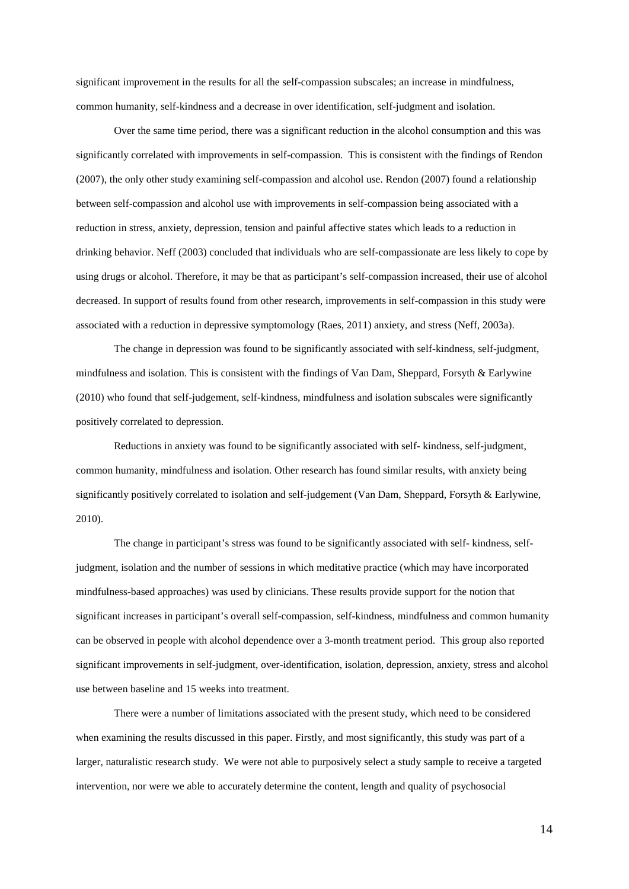significant improvement in the results for all the self-compassion subscales; an increase in mindfulness, common humanity, self-kindness and a decrease in over identification, self-judgment and isolation.

Over the same time period, there was a significant reduction in the alcohol consumption and this was significantly correlated with improvements in self-compassion. This is consistent with the findings of Rendon (2007), the only other study examining self-compassion and alcohol use. Rendon (2007) found a relationship between self-compassion and alcohol use with improvements in self-compassion being associated with a reduction in stress, anxiety, depression, tension and painful affective states which leads to a reduction in drinking behavior. Neff (2003) concluded that individuals who are self-compassionate are less likely to cope by using drugs or alcohol. Therefore, it may be that as participant's self-compassion increased, their use of alcohol decreased. In support of results found from other research, improvements in self-compassion in this study were associated with a reduction in depressive symptomology (Raes, 2011) anxiety, and stress (Neff, 2003a).

The change in depression was found to be significantly associated with self-kindness, self-judgment, mindfulness and isolation. This is consistent with the findings of Van Dam, Sheppard, Forsyth & Earlywine (2010) who found that self-judgement, self-kindness, mindfulness and isolation subscales were significantly positively correlated to depression.

Reductions in anxiety was found to be significantly associated with self- kindness, self-judgment, common humanity, mindfulness and isolation. Other research has found similar results, with anxiety being significantly positively correlated to isolation and self-judgement (Van Dam, Sheppard, Forsyth & Earlywine, 2010).

The change in participant's stress was found to be significantly associated with self- kindness, self-judgment, isolation and the number of sessions in which meditative practice (which may have incorporated mindfulness-based approaches) was used by clinicians. These results provide support for the notion that significant increases in participant's overall self-compassion, self-kindness, mindfulness and common humanity can be observed in people with alcohol dependence over a 3-month treatment period. This group also reported significant improvements in self-judgment, over-identification, isolation, depression, anxiety, stress and alcohol use between baseline and 15 weeks into treatment.

There were a number of limitations associated with the present study, which need to be considered when examining the results discussed in this paper. Firstly, and most significantly, this study was part of a larger, naturalistic research study. We were not able to purposively select a study sample to receive a targeted intervention, nor were we able to accurately determine the content, length and quality of psychosocial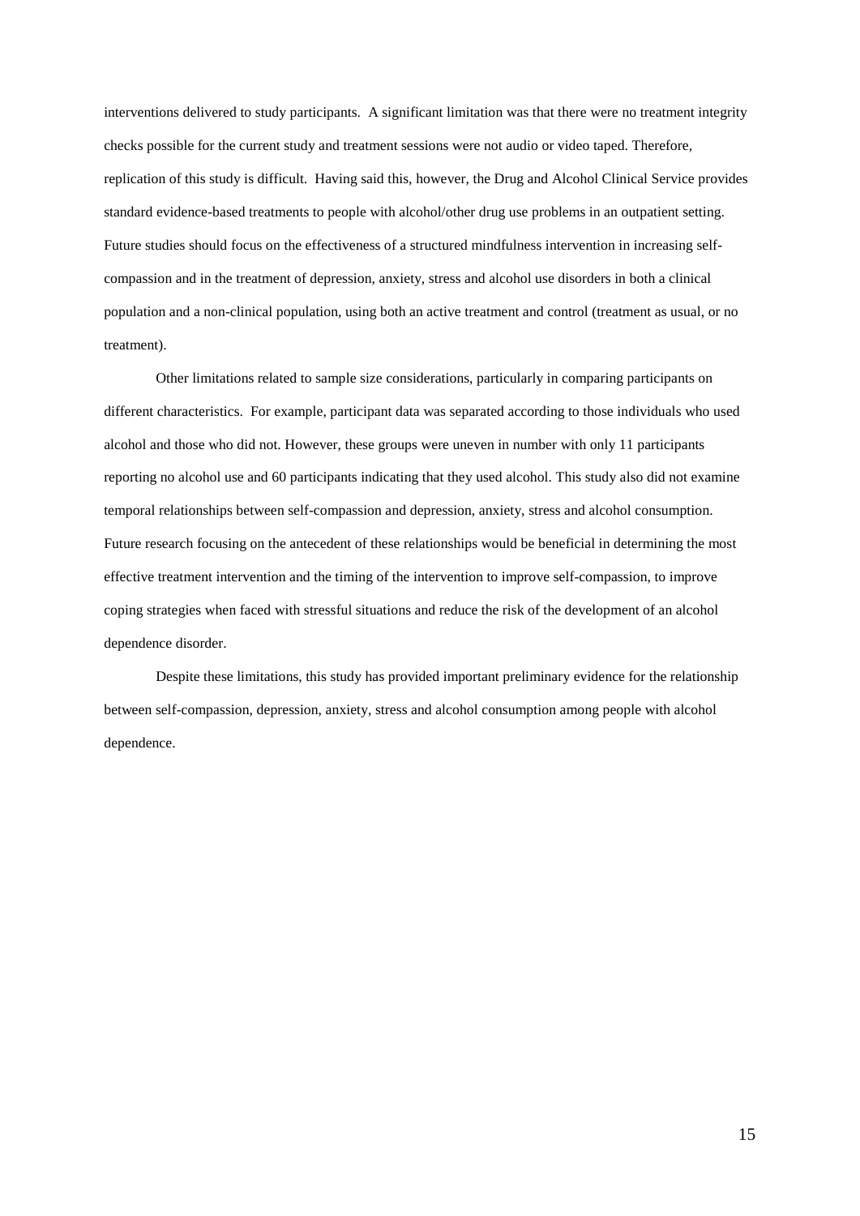interventions delivered to study participants. A significant limitation was that there were no treatment integrity checks possible for the current study and treatment sessions were not audio or video taped. Therefore, replication of this study is difficult. Having said this, however, the Drug and Alcohol Clinical Service provides standard evidence-based treatments to people with alcohol/other drug use problems in an outpatient setting. Future studies should focus on the effectiveness of a structured mindfulness intervention in increasing self-compassion and in the treatment of depression, anxiety, stress and alcohol use disorders in both a clinical population and a non-clinical population, using both an active treatment and control (treatment as usual, or no treatment).

Other limitations related to sample size considerations, particularly in comparing participants on different characteristics. For example, participant data was separated according to those individuals who used alcohol and those who did not. However, these groups were uneven in number with only 11 participants reporting no alcohol use and 60 participants indicating that they used alcohol. This study also did not examine temporal relationships between self-compassion and depression, anxiety, stress and alcohol consumption. Future research focusing on the antecedent of these relationships would be beneficial in determining the most effective treatment intervention and the timing of the intervention to improve self-compassion, to improve coping strategies when faced with stressful situations and reduce the risk of the development of an alcohol dependence disorder.

Despite these limitations, this study has provided important preliminary evidence for the relationship between self-compassion, depression, anxiety, stress and alcohol consumption among people with alcohol dependence.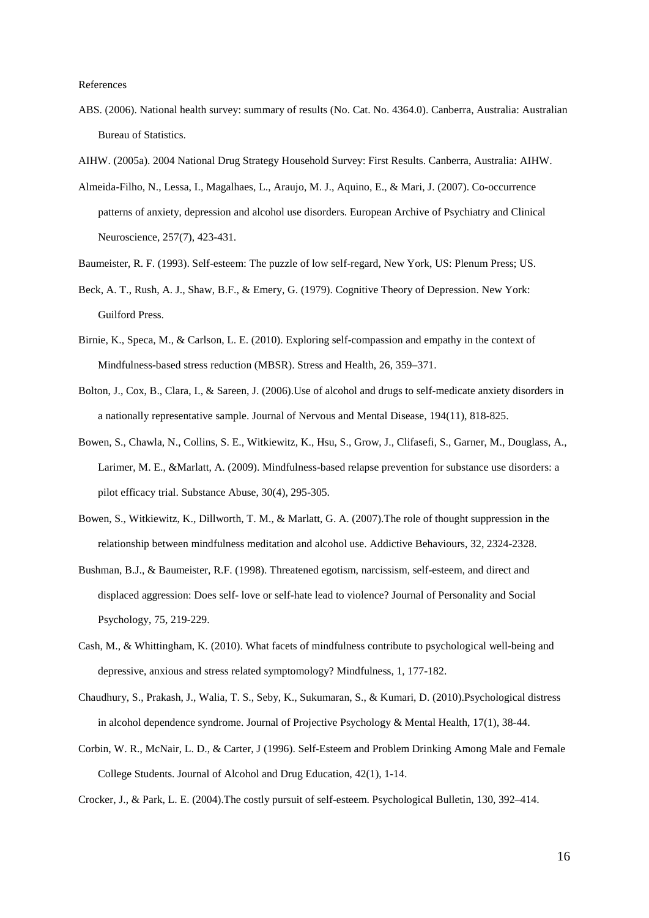References

ABS. (2006). National health survey: summary of results (No. Cat. No. 4364.0). Canberra, Australia: Australian Bureau of Statistics.

AIHW. (2005a). 2004 National Drug Strategy Household Survey: First Results. Canberra, Australia: AIHW.

Almeida-Filho, N., Lessa, I., Magalhaes, L., Araujo, M. J., Aquino, E., & Mari, J. (2007). Co-occurrence patterns of anxiety, depression and alcohol use disorders. European Archive of Psychiatry and Clinical Neuroscience, 257(7), 423-431.

Baumeister, R. F. (1993). Self-esteem: The puzzle of low self-regard, New York, US: Plenum Press; US.

Beck, A. T., Rush, A. J., Shaw, B.F., & Emery, G. (1979). Cognitive Theory of Depression. New York: Guilford Press.

Birnie, K., Speca, M., & Carlson, L. E. (2010). Exploring self-compassion and empathy in the context of Mindfulness-based stress reduction (MBSR). Stress and Health, 26, 359–371.

Bolton, J., Cox, B., Clara, I., & Sareen, J. (2006).Use of alcohol and drugs to self-medicate anxiety disorders in a nationally representative sample. Journal of Nervous and Mental Disease, 194(11), 818-825.

Bowen, S., Chawla, N., Collins, S. E., Witkiewitz, K., Hsu, S., Grow, J., Clifasefi, S., Garner, M., Douglass, A., Larimer, M. E., &Marlatt, A. (2009). Mindfulness-based relapse prevention for substance use disorders: a pilot efficacy trial. Substance Abuse, 30(4), 295-305.

Bowen, S., Witkiewitz, K., Dillworth, T. M., & Marlatt, G. A. (2007).The role of thought suppression in the relationship between mindfulness meditation and alcohol use. Addictive Behaviours, 32, 2324-2328.

Bushman, B.J., & Baumeister, R.F. (1998). Threatened egotism, narcissism, self-esteem, and direct and displaced aggression: Does self- love or self-hate lead to violence? Journal of Personality and Social Psychology, 75, 219-229.

Cash, M., & Whittingham, K. (2010). What facets of mindfulness contribute to psychological well-being and depressive, anxious and stress related symptomology? Mindfulness, 1, 177-182.

Chaudhury, S., Prakash, J., Walia, T. S., Seby, K., Sukumaran, S., & Kumari, D. (2010).Psychological distress in alcohol dependence syndrome. Journal of Projective Psychology & Mental Health, 17(1), 38-44.

Corbin, W. R., McNair, L. D., & Carter, J (1996). Self-Esteem and Problem Drinking Among Male and Female College Students. Journal of Alcohol and Drug Education, 42(1), 1-14.

Crocker, J., & Park, L. E. (2004).The costly pursuit of self-esteem. Psychological Bulletin, 130, 392–414.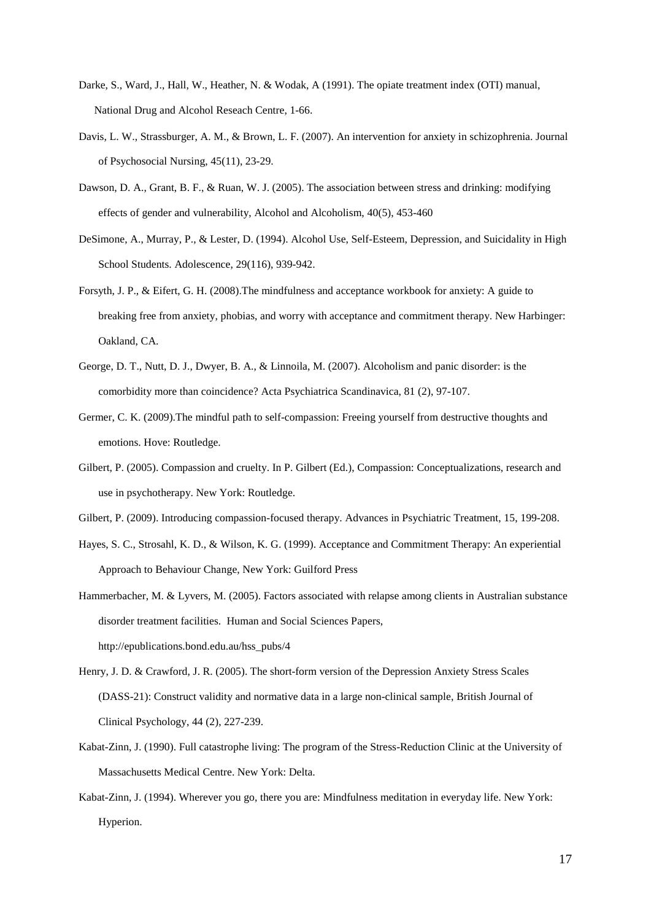Darke, S., Ward, J., Hall, W., Heather, N. & Wodak, A (1991). The opiate treatment index (OTI) manual, National Drug and Alcohol Reseach Centre, 1-66.

Davis, L. W., Strassburger, A. M., & Brown, L. F. (2007). An intervention for anxiety in schizophrenia. Journal of Psychosocial Nursing, 45(11), 23-29.

Dawson, D. A., Grant, B. F., & Ruan, W. J. (2005). The association between stress and drinking: modifying effects of gender and vulnerability, Alcohol and Alcoholism, 40(5), 453-460

DeSimone, A., Murray, P., & Lester, D. (1994). Alcohol Use, Self-Esteem, Depression, and Suicidality in High School Students. Adolescence, 29(116), 939-942.

Forsyth, J. P., & Eifert, G. H. (2008).The mindfulness and acceptance workbook for anxiety: A guide to breaking free from anxiety, phobias, and worry with acceptance and commitment therapy. New Harbinger: Oakland, CA.

George, D. T., Nutt, D. J., Dwyer, B. A., & Linnoila, M. (2007). Alcoholism and panic disorder: is the comorbidity more than coincidence? Acta Psychiatrica Scandinavica, 81 (2), 97-107.

Germer, C. K. (2009).The mindful path to self-compassion: Freeing yourself from destructive thoughts and emotions. Hove: Routledge.

Gilbert, P. (2005). Compassion and cruelty. In P. Gilbert (Ed.), Compassion: Conceptualizations, research and use in psychotherapy. New York: Routledge.

Gilbert, P. (2009). Introducing compassion-focused therapy. Advances in Psychiatric Treatment, 15, 199-208.

Hayes, S. C., Strosahl, K. D., & Wilson, K. G. (1999). Acceptance and Commitment Therapy: An experiential Approach to Behaviour Change, New York: Guilford Press

Hammerbacher, M. & Lyvers, M. (2005). Factors associated with relapse among clients in Australian substance disorder treatment facilities. Human and Social Sciences Papers, http://epublications.bond.edu.au/hss_pubs/4

Henry, J. D. & Crawford, J. R. (2005). The short-form version of the Depression Anxiety Stress Scales (DASS-21): Construct validity and normative data in a large non-clinical sample, British Journal of Clinical Psychology, 44 (2), 227-239.

Kabat-Zinn, J. (1990). Full catastrophe living: The program of the Stress-Reduction Clinic at the University of Massachusetts Medical Centre. New York: Delta.

Kabat-Zinn, J. (1994). Wherever you go, there you are: Mindfulness meditation in everyday life. New York: Hyperion.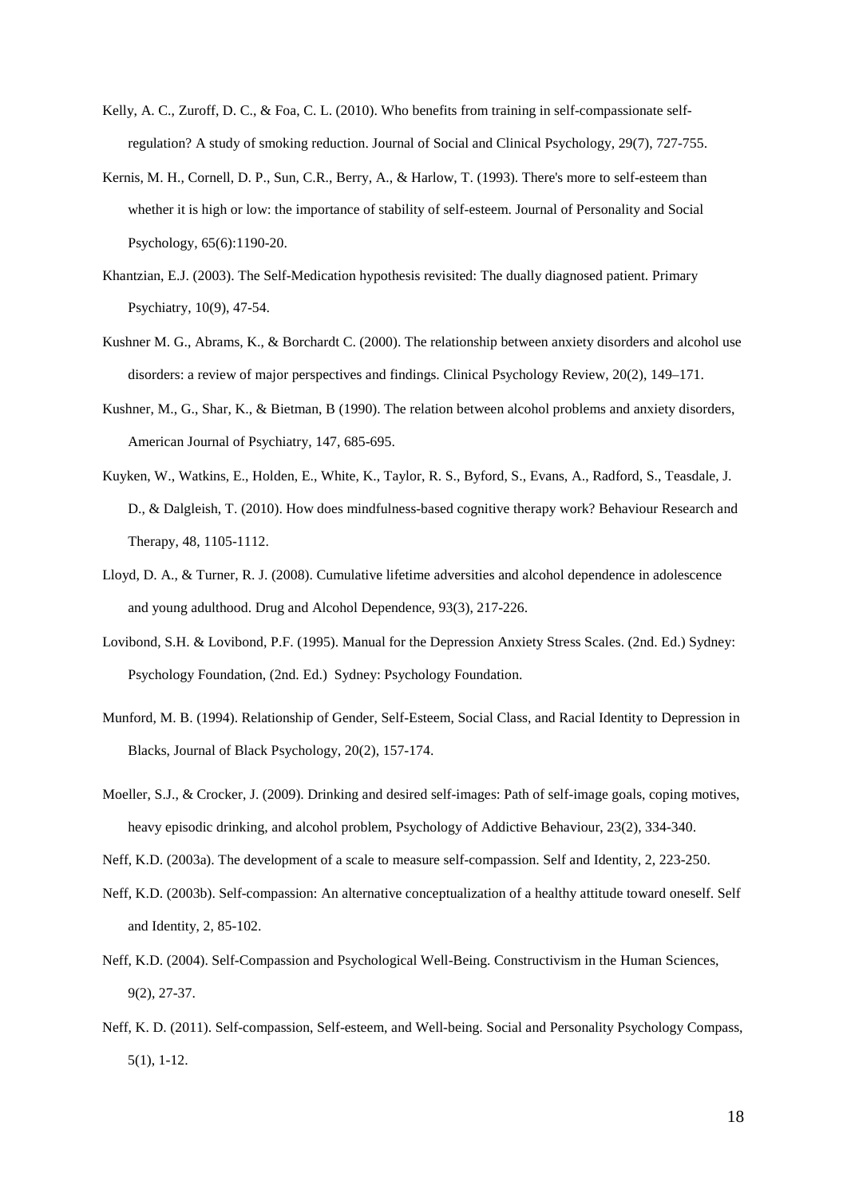Kelly, A. C., Zuroff, D. C., & Foa, C. L. (2010). Who benefits from training in self-compassionate self-regulation? A study of smoking reduction. Journal of Social and Clinical Psychology, 29(7), 727-755.

Kernis, M. H., Cornell, D. P., Sun, C.R., Berry, A., & Harlow, T. (1993). There's more to self-esteem than whether it is high or low: the importance of stability of self-esteem. Journal of Personality and Social Psychology, 65(6):1190-20.

Khantzian, E.J. (2003). The Self-Medication hypothesis revisited: The dually diagnosed patient. Primary Psychiatry, 10(9), 47-54.

Kushner M. G., Abrams, K., & Borchardt C. (2000). The relationship between anxiety disorders and alcohol use disorders: a review of major perspectives and findings. Clinical Psychology Review, 20(2), 149–171.

Kushner, M., G., Shar, K., & Bietman, B (1990). The relation between alcohol problems and anxiety disorders, American Journal of Psychiatry, 147, 685-695.

Kuyken, W., Watkins, E., Holden, E., White, K., Taylor, R. S., Byford, S., Evans, A., Radford, S., Teasdale, J. D., & Dalgleish, T. (2010). How does mindfulness-based cognitive therapy work? Behaviour Research and Therapy, 48, 1105-1112.

Lloyd, D. A., & Turner, R. J. (2008). Cumulative lifetime adversities and alcohol dependence in adolescence and young adulthood. Drug and Alcohol Dependence, 93(3), 217-226.

Lovibond, S.H. & Lovibond, P.F. (1995). Manual for the Depression Anxiety Stress Scales. (2nd. Ed.) Sydney: Psychology Foundation, (2nd. Ed.) Sydney: Psychology Foundation.

Munford, M. B. (1994). Relationship of Gender, Self-Esteem, Social Class, and Racial Identity to Depression in Blacks, Journal of Black Psychology, 20(2), 157-174.

Moeller, S.J., & Crocker, J. (2009). Drinking and desired self-images: Path of self-image goals, coping motives, heavy episodic drinking, and alcohol problem, Psychology of Addictive Behaviour, 23(2), 334-340.

Neff, K.D. (2003a). The development of a scale to measure self-compassion. Self and Identity, 2, 223-250.

Neff, K.D. (2003b). Self-compassion: An alternative conceptualization of a healthy attitude toward oneself. Self and Identity, 2, 85-102.

Neff, K.D. (2004). Self-Compassion and Psychological Well-Being. Constructivism in the Human Sciences, 9(2), 27-37.

Neff, K. D. (2011). Self-compassion, Self-esteem, and Well-being. Social and Personality Psychology Compass, 5(1), 1-12.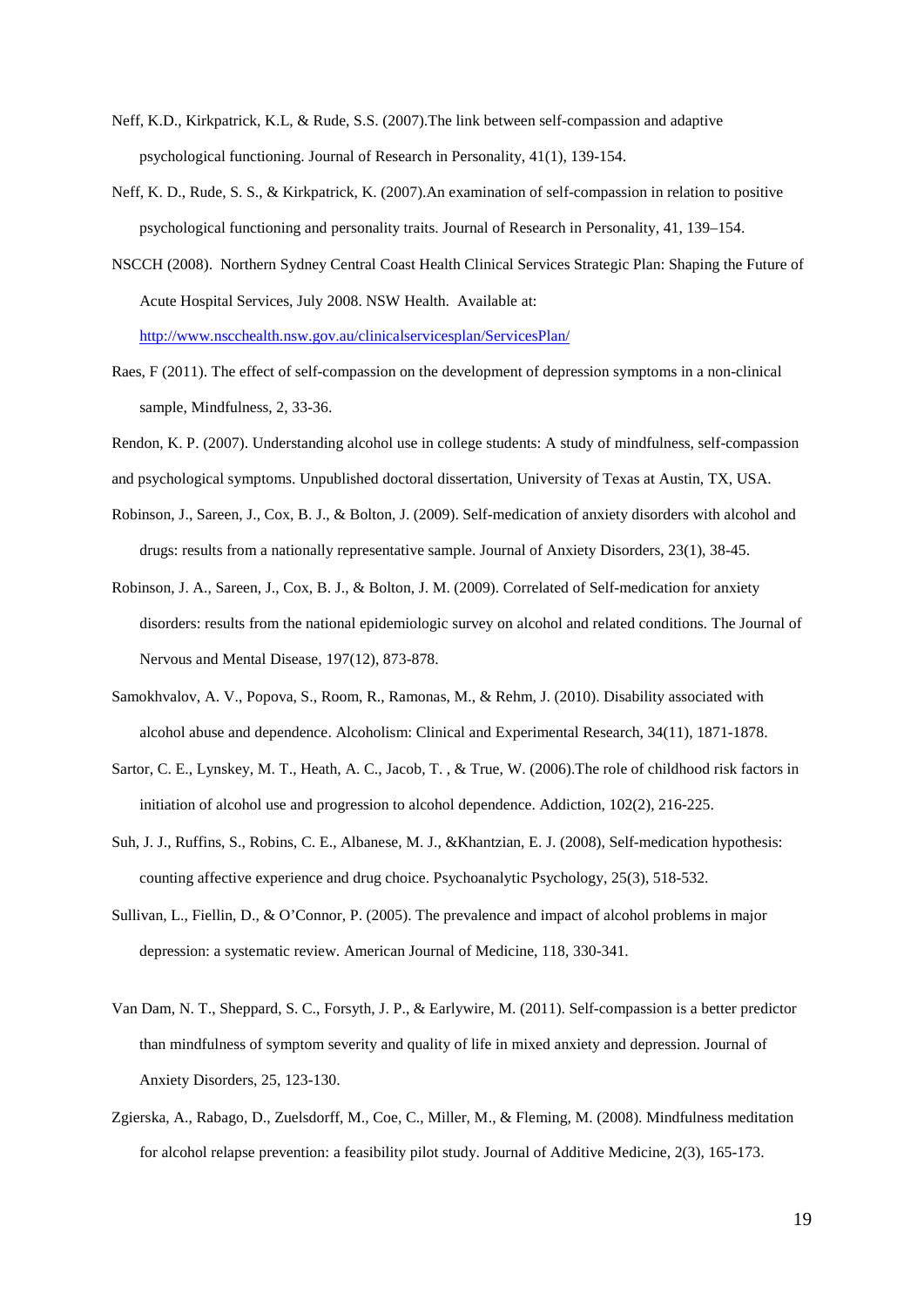Neff, K.D., Kirkpatrick, K.L, & Rude, S.S. (2007).The link between self-compassion and adaptive psychological functioning. Journal of Research in Personality, 41(1), 139-154.

Neff, K. D., Rude, S. S., & Kirkpatrick, K. (2007).An examination of self-compassion in relation to positive psychological functioning and personality traits. Journal of Research in Personality, 41, 139–154.

NSCCH (2008). Northern Sydney Central Coast Health Clinical Services Strategic Plan: Shaping the Future of Acute Hospital Services, July 2008. NSW Health. Available at: http://www.nscchealth.nsw.gov.au/clinicalservicesplan/ServicesPlan/

Raes, F (2011). The effect of self-compassion on the development of depression symptoms in a non-clinical sample, Mindfulness, 2, 33-36.

Rendon, K. P. (2007). Understanding alcohol use in college students: A study of mindfulness, self-compassion and psychological symptoms. Unpublished doctoral dissertation, University of Texas at Austin, TX, USA.

Robinson, J., Sareen, J., Cox, B. J., & Bolton, J. (2009). Self-medication of anxiety disorders with alcohol and drugs: results from a nationally representative sample. Journal of Anxiety Disorders, 23(1), 38-45.

Robinson, J. A., Sareen, J., Cox, B. J., & Bolton, J. M. (2009). Correlated of Self-medication for anxiety disorders: results from the national epidemiologic survey on alcohol and related conditions. The Journal of Nervous and Mental Disease, 197(12), 873-878.

Samokhvalov, A. V., Popova, S., Room, R., Ramonas, M., & Rehm, J. (2010). Disability associated with alcohol abuse and dependence. Alcoholism: Clinical and Experimental Research, 34(11), 1871-1878.

Sartor, C. E., Lynskey, M. T., Heath, A. C., Jacob, T. , & True, W. (2006).The role of childhood risk factors in initiation of alcohol use and progression to alcohol dependence. Addiction, 102(2), 216-225.

Suh, J. J., Ruffins, S., Robins, C. E., Albanese, M. J., &Khantzian, E. J. (2008), Self-medication hypothesis: counting affective experience and drug choice. Psychoanalytic Psychology, 25(3), 518-532.

Sullivan, L., Fiellin, D., & O'Connor, P. (2005). The prevalence and impact of alcohol problems in major depression: a systematic review. American Journal of Medicine, 118, 330-341.

Van Dam, N. T., Sheppard, S. C., Forsyth, J. P., & Earlywire, M. (2011). Self-compassion is a better predictor than mindfulness of symptom severity and quality of life in mixed anxiety and depression. Journal of Anxiety Disorders, 25, 123-130.

Zgierska, A., Rabago, D., Zuelsdorff, M., Coe, C., Miller, M., & Fleming, M. (2008). Mindfulness meditation for alcohol relapse prevention: a feasibility pilot study. Journal of Additive Medicine, 2(3), 165-173.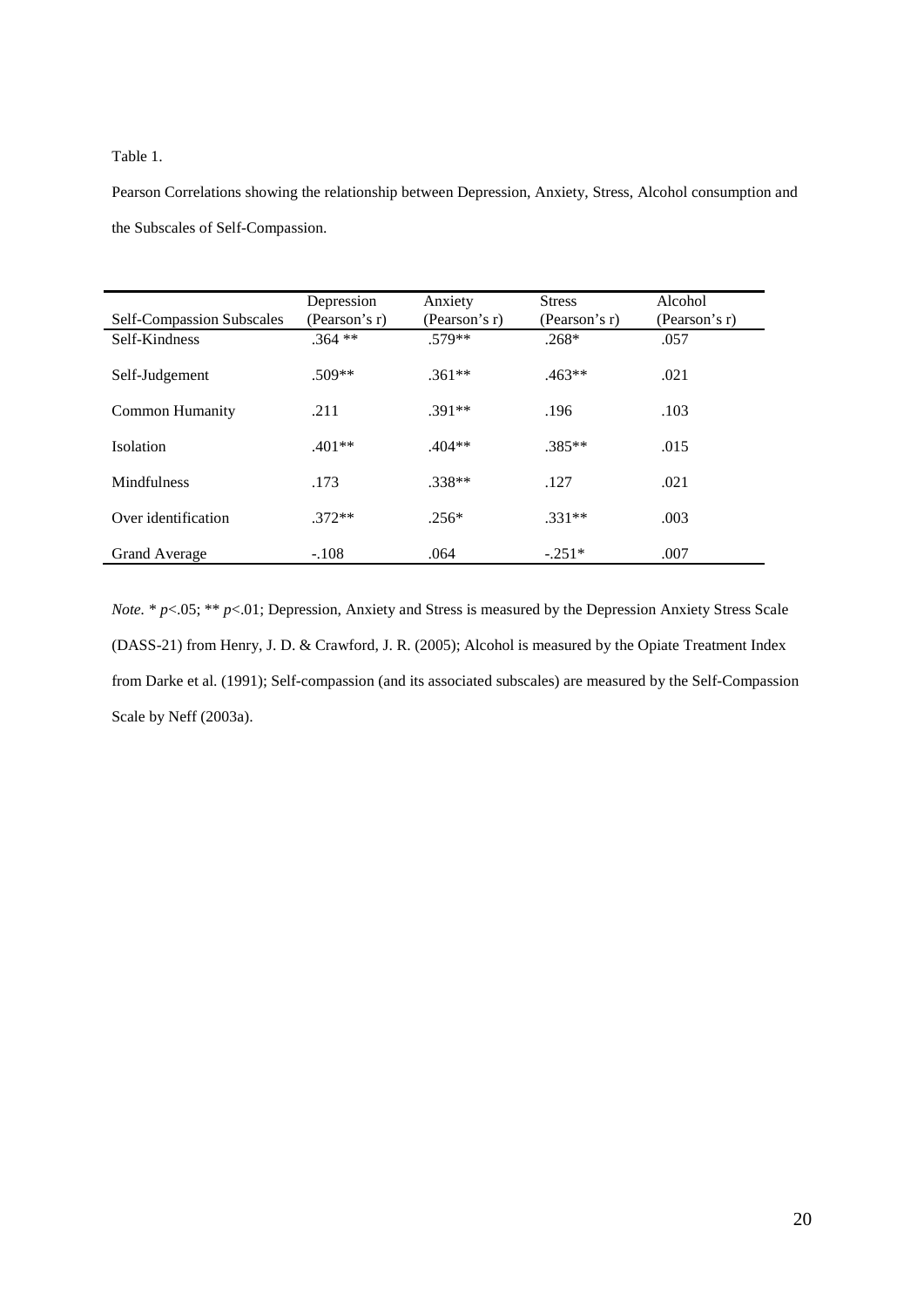Table 1.

Pearson Correlations showing the relationship between Depression, Anxiety, Stress, Alcohol consumption and the Subscales of Self-Compassion.

| Self-Compassion Subscales | Depression (Pearson's r) | Anxiety (Pearson's r) | Stress (Pearson's r) | Alcohol (Pearson's r) |
|---|---|---|---|---|
| Self-Kindness | .364 ** | .579** | .268* | .057 |
| Self-Judgement | .509** | .361** | .463** | .021 |
| Common Humanity | .211 | .391** | .196 | .103 |
| Isolation | .401** | .404** | .385** | .015 |
| Mindfulness | .173 | .338** | .127 | .021 |
| Over identification | .372** | .256* | .331** | .003 |
| Grand Average | -.108 | .064 | -.251* | .007 |

*Note.* * $p$<.05; ** $p$<.01; Depression, Anxiety and Stress is measured by the Depression Anxiety Stress Scale (DASS-21) from Henry, J. D. & Crawford, J. R. (2005); Alcohol is measured by the Opiate Treatment Index from Darke et al. (1991); Self-compassion (and its associated subscales) are measured by the Self-Compassion Scale by Neff (2003a).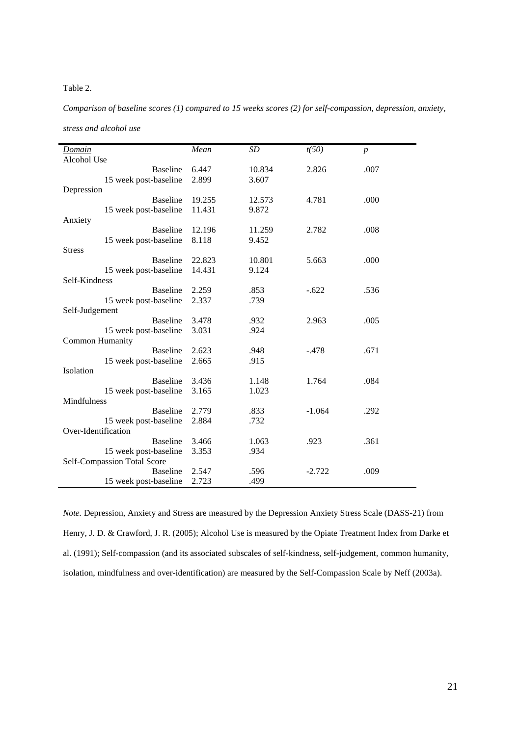Table 2.

*Comparison of baseline scores (1) compared to 15 weeks scores (2) for self-compassion, depression, anxiety, stress and alcohol use*

| *Domain* | *Mean* | *SD* | *t(50)* | *p* |
|---|---|---|---|---|
| Alcohol Use | | | | |
| Baseline | 6.447 | 10.834 | 2.826 | .007 |
| 15 week post-baseline | 2.899 | 3.607 | | |
| Depression | | | | |
| Baseline | 19.255 | 12.573 | 4.781 | .000 |
| 15 week post-baseline | 11.431 | 9.872 | | |
| Anxiety | | | | |
| Baseline | 12.196 | 11.259 | 2.782 | .008 |
| 15 week post-baseline | 8.118 | 9.452 | | |
| Stress | | | | |
| Baseline | 22.823 | 10.801 | 5.663 | .000 |
| 15 week post-baseline | 14.431 | 9.124 | | |
| Self-Kindness | | | | |
| Baseline | 2.259 | .853 | -.622 | .536 |
| 15 week post-baseline | 2.337 | .739 | | |
| Self-Judgement | | | | |
| Baseline | 3.478 | .932 | 2.963 | .005 |
| 15 week post-baseline | 3.031 | .924 | | |
| Common Humanity | | | | |
| Baseline | 2.623 | .948 | -.478 | .671 |
| 15 week post-baseline | 2.665 | .915 | | |
| Isolation | | | | |
| Baseline | 3.436 | 1.148 | 1.764 | .084 |
| 15 week post-baseline | 3.165 | 1.023 | | |
| Mindfulness | | | | |
| Baseline | 2.779 | .833 | -1.064 | .292 |
| 15 week post-baseline | 2.884 | .732 | | |
| Over-Identification | | | | |
| Baseline | 3.466 | 1.063 | .923 | .361 |
| 15 week post-baseline | 3.353 | .934 | | |
| Self-Compassion Total Score | | | | |
| Baseline | 2.547 | .596 | -2.722 | .009 |
| 15 week post-baseline | 2.723 | .499 | | |

*Note.* Depression, Anxiety and Stress are measured by the Depression Anxiety Stress Scale (DASS-21) from Henry, J. D. & Crawford, J. R. (2005); Alcohol Use is measured by the Opiate Treatment Index from Darke et al. (1991); Self-compassion (and its associated subscales of self-kindness, self-judgement, common humanity, isolation, mindfulness and over-identification) are measured by the Self-Compassion Scale by Neff (2003a).